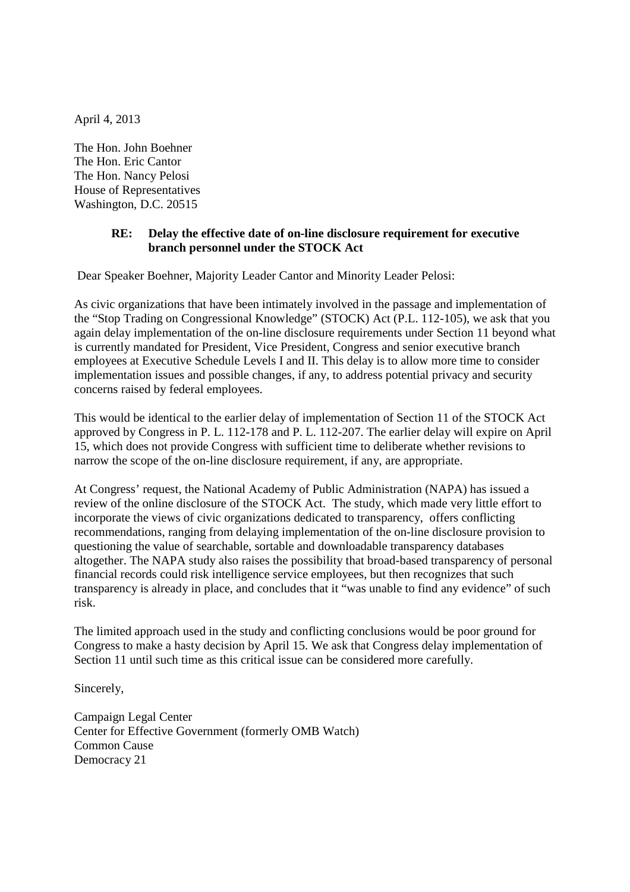April 4, 2013

The Hon. John Boehner
The Hon. Eric Cantor
The Hon. Nancy Pelosi
House of Representatives
Washington, D.C. 20515

**RE: Delay the effective date of on-line disclosure requirement for executive branch personnel under the STOCK Act**

Dear Speaker Boehner, Majority Leader Cantor and Minority Leader Pelosi:

As civic organizations that have been intimately involved in the passage and implementation of the "Stop Trading on Congressional Knowledge" (STOCK) Act (P.L. 112-105), we ask that you again delay implementation of the on-line disclosure requirements under Section 11 beyond what is currently mandated for President, Vice President, Congress and senior executive branch employees at Executive Schedule Levels I and II. This delay is to allow more time to consider implementation issues and possible changes, if any, to address potential privacy and security concerns raised by federal employees.

This would be identical to the earlier delay of implementation of Section 11 of the STOCK Act approved by Congress in P. L. 112-178 and P. L. 112-207. The earlier delay will expire on April 15, which does not provide Congress with sufficient time to deliberate whether revisions to narrow the scope of the on-line disclosure requirement, if any, are appropriate.

At Congress' request, the National Academy of Public Administration (NAPA) has issued a review of the online disclosure of the STOCK Act. The study, which made very little effort to incorporate the views of civic organizations dedicated to transparency, offers conflicting recommendations, ranging from delaying implementation of the on-line disclosure provision to questioning the value of searchable, sortable and downloadable transparency databases altogether. The NAPA study also raises the possibility that broad-based transparency of personal financial records could risk intelligence service employees, but then recognizes that such transparency is already in place, and concludes that it "was unable to find any evidence" of such risk.

The limited approach used in the study and conflicting conclusions would be poor ground for Congress to make a hasty decision by April 15. We ask that Congress delay implementation of Section 11 until such time as this critical issue can be considered more carefully.

Sincerely,

Campaign Legal Center
Center for Effective Government (formerly OMB Watch)
Common Cause
Democracy 21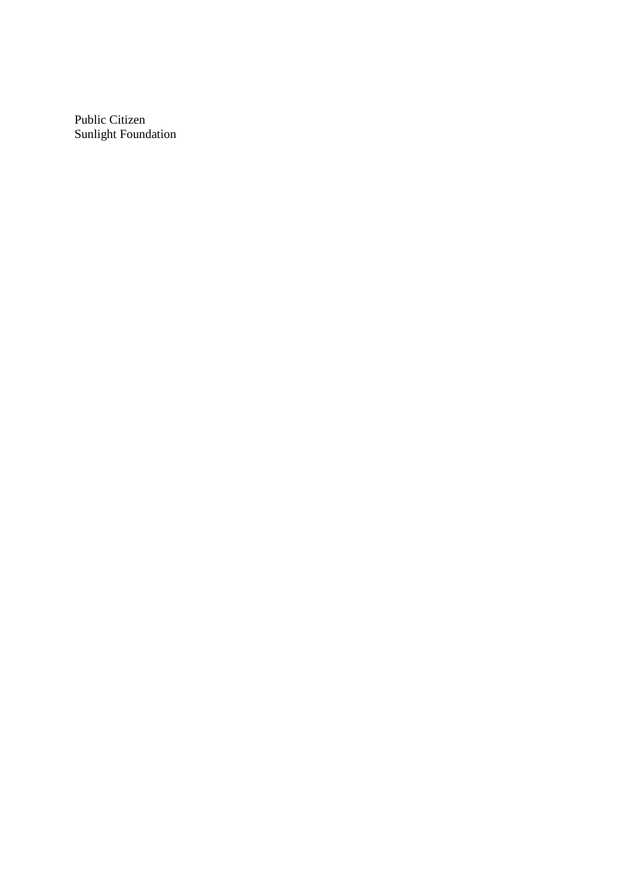Public Citizen
Sunlight Foundation